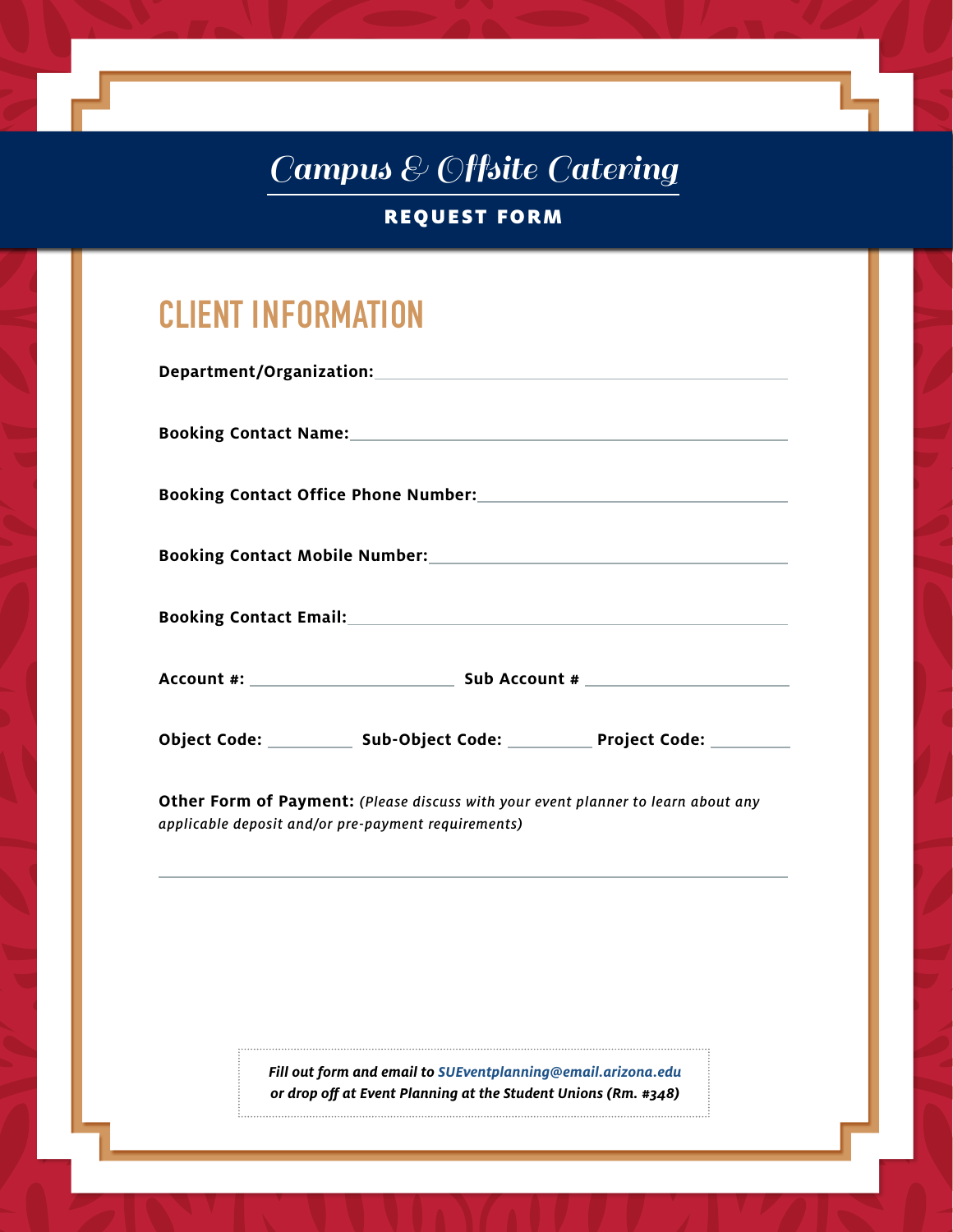# Campus & Offsite Catering

## REQUEST FORM

## CLIENT INFORMATION

**Department/Organization:** ______________________________

**Booking Contact Name:** ______________________________

**Booking Contact Office Phone Number:** ______________________________

**Booking Contact Mobile Number:** ______________________________

**Booking Contact Email:** ______________________________

**Account #:** ______________ **Sub Account #** ______________

**Object Code:** __________ **Sub-Object Code:** __________ **Project Code:** __________

**Other Form of Payment:** *(Please discuss with your event planner to learn about any applicable deposit and/or pre-payment requirements)*

______________________________

*Fill out form and email to SUEventplanning@email.arizona.edu or drop off at Event Planning at the Student Unions (Rm. #348)*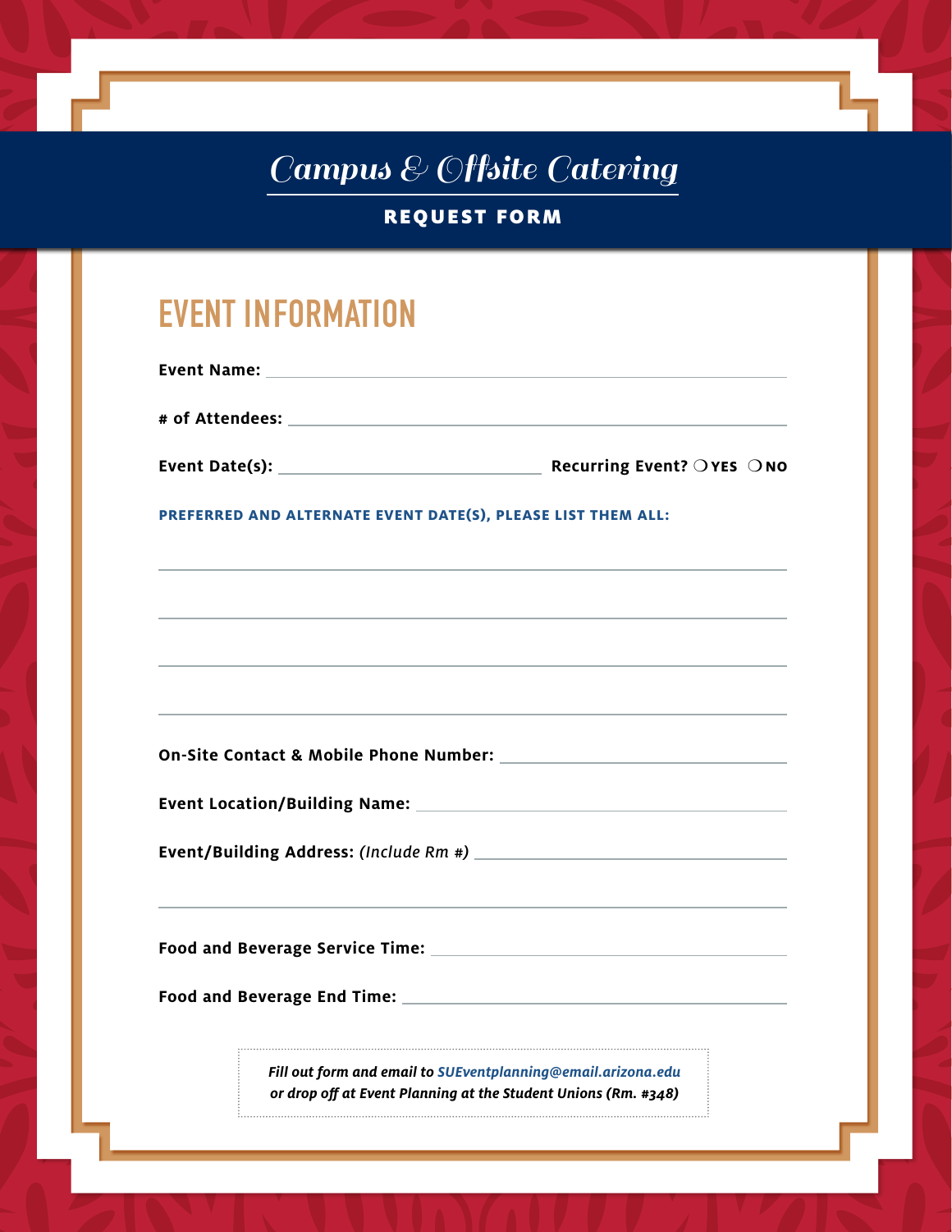# Campus & Offsite Catering

## REQUEST FORM

## EVENT INFORMATION

**Event Name:** ______________________________

**# of Attendees:** ______________________________

**Event Date(s):** ____________________ **Recurring Event?** ❍ **YES** ❍ **NO**

**PREFERRED AND ALTERNATE EVENT DATE(S), PLEASE LIST THEM ALL:**

______________________________

______________________________

______________________________

______________________________

**On-Site Contact & Mobile Phone Number:** ______________________________

**Event Location/Building Name:** ______________________________

**Event/Building Address:** *(Include Rm #)* ______________________________

______________________________

**Food and Beverage Service Time:** ______________________________

**Food and Beverage End Time:** ______________________________

***Fill out form and email to SUEventplanning@email.arizona.edu***
***or drop off at Event Planning at the Student Unions (Rm. #348)***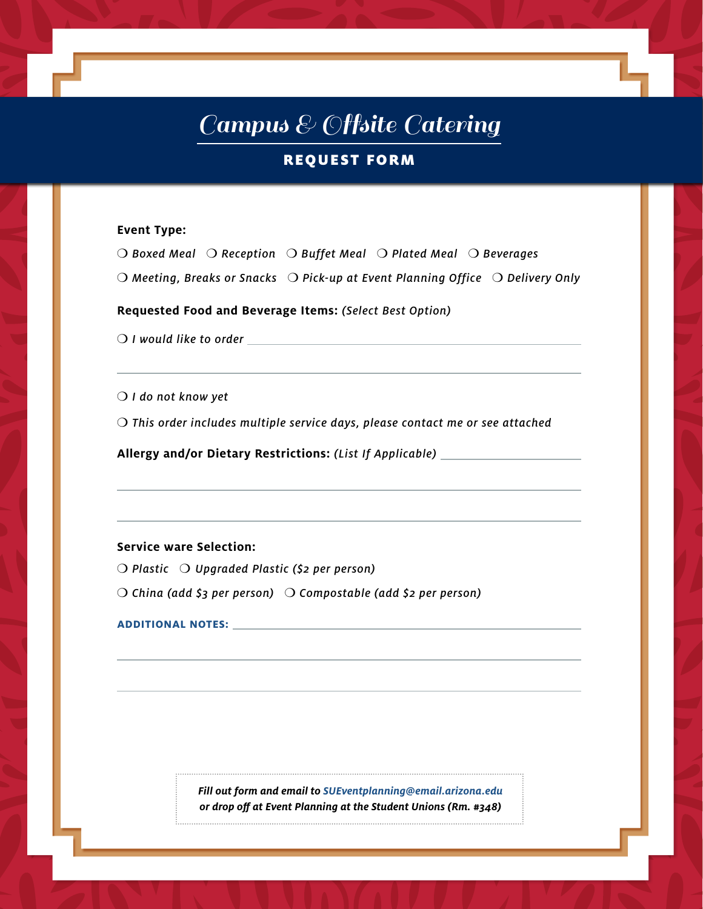# Campus & Offsite Catering

## REQUEST FORM

**Event Type:**

❍ *Boxed Meal* ❍ *Reception* ❍ *Buffet Meal* ❍ *Plated Meal* ❍ *Beverages*

❍ *Meeting, Breaks or Snacks* ❍ *Pick-up at Event Planning Office* ❍ *Delivery Only*

**Requested Food and Beverage Items:** *(Select Best Option)*

❍ *I would like to order* ________________________________________

________________________________________________________________

❍ *I do not know yet*

❍ *This order includes multiple service days, please contact me or see attached*

**Allergy and/or Dietary Restrictions:** *(List If Applicable)* ____________________

________________________________________________________________

________________________________________________________________

**Service ware Selection:**

❍ *Plastic* ❍ *Upgraded Plastic ($2 per person)*

❍ *China (add $3 per person)* ❍ *Compostable (add $2 per person)*

**ADDITIONAL NOTES:** ________________________________________________

________________________________________________________________

________________________________________________________________

***Fill out form and email to SUEventplanning@email.arizona.edu or drop off at Event Planning at the Student Unions (Rm. #348)***